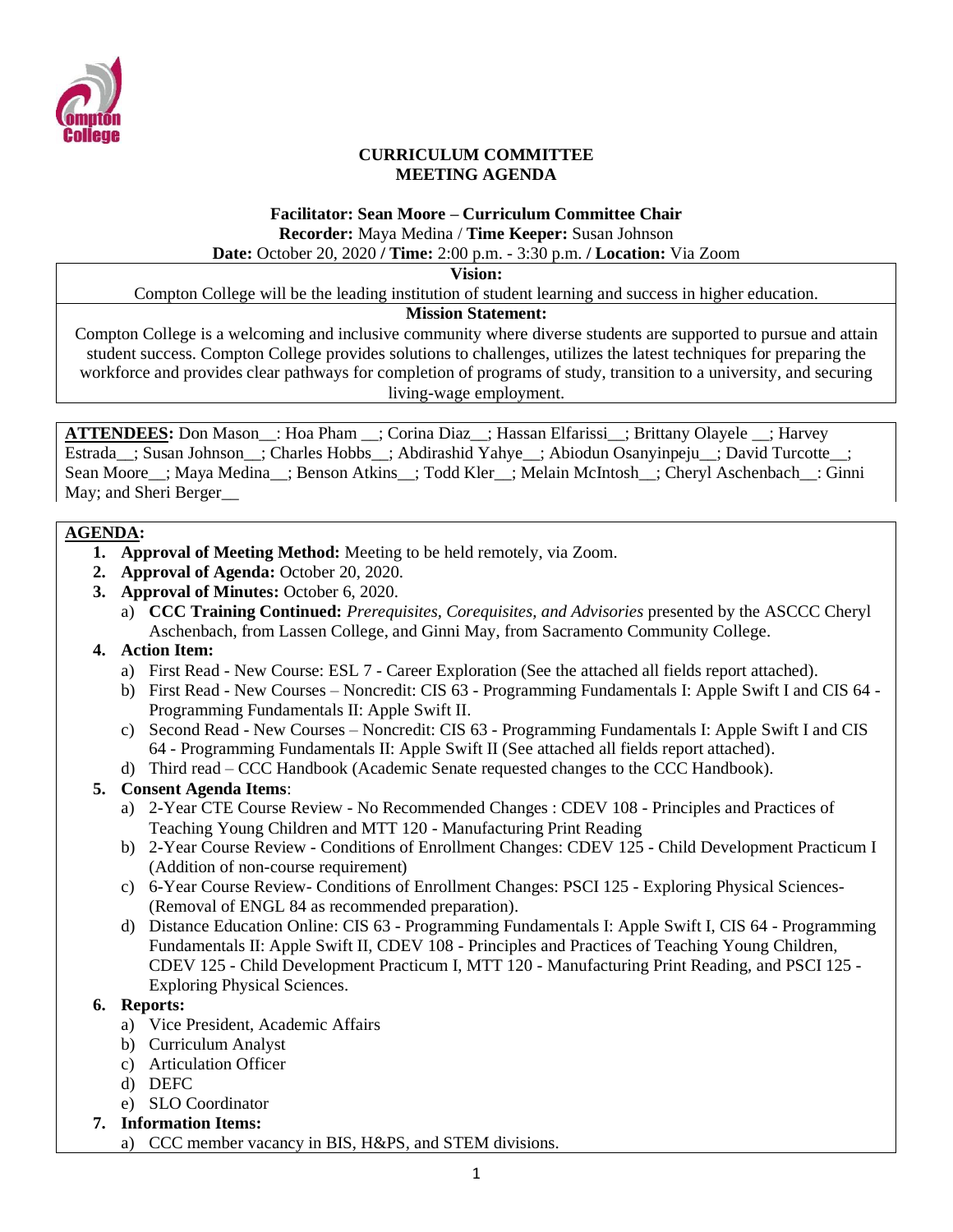# CURRICULUM COMMITTEE
# MEETING AGENDA

**Facilitator: Sean Moore – Curriculum Committee Chair**
**Recorder:** Maya Medina / **Time Keeper:** Susan Johnson
**Date:** October 20, 2020 **/ Time:** 2:00 p.m. - 3:30 p.m. **/ Location:** Via Zoom

**Vision:**
Compton College will be the leading institution of student learning and success in higher education.

**Mission Statement:**
Compton College is a welcoming and inclusive community where diverse students are supported to pursue and attain student success. Compton College provides solutions to challenges, utilizes the latest techniques for preparing the workforce and provides clear pathways for completion of programs of study, transition to a university, and securing living-wage employment.

**ATTENDEES:** Don Mason__: Hoa Pham __; Corina Diaz__; Hassan Elfarissi__; Brittany Olayele __; Harvey Estrada__; Susan Johnson__; Charles Hobbs__; Abdirashid Yahye__; Abiodun Osanyinpeju__; David Turcotte__; Sean Moore__; Maya Medina__; Benson Atkins__; Todd Kler__; Melain McIntosh__; Cheryl Aschenbach__: Ginni May; and Sheri Berger__

**AGENDA:**

1. **Approval of Meeting Method:** Meeting to be held remotely, via Zoom.
2. **Approval of Agenda:** October 20, 2020.
3. **Approval of Minutes:** October 6, 2020.
   a) **CCC Training Continued:** *Prerequisites, Corequisites, and Advisories* presented by the ASCCC Cheryl Aschenbach, from Lassen College, and Ginni May, from Sacramento Community College.
4. **Action Item:**
   a) First Read - New Course: ESL 7 - Career Exploration (See the attached all fields report attached).
   b) First Read - New Courses – Noncredit: CIS 63 - Programming Fundamentals I: Apple Swift I and CIS 64 - Programming Fundamentals II: Apple Swift II.
   c) Second Read - New Courses – Noncredit: CIS 63 - Programming Fundamentals I: Apple Swift I and CIS 64 - Programming Fundamentals II: Apple Swift II (See attached all fields report attached).
   d) Third read – CCC Handbook (Academic Senate requested changes to the CCC Handbook).
5. **Consent Agenda Items**:
   a) 2-Year CTE Course Review - No Recommended Changes : CDEV 108 - Principles and Practices of Teaching Young Children and MTT 120 - Manufacturing Print Reading
   b) 2-Year Course Review - Conditions of Enrollment Changes: CDEV 125 - Child Development Practicum I (Addition of non-course requirement)
   c) 6-Year Course Review- Conditions of Enrollment Changes: PSCI 125 - Exploring Physical Sciences- (Removal of ENGL 84 as recommended preparation).
   d) Distance Education Online: CIS 63 - Programming Fundamentals I: Apple Swift I, CIS 64 - Programming Fundamentals II: Apple Swift II, CDEV 108 - Principles and Practices of Teaching Young Children, CDEV 125 - Child Development Practicum I, MTT 120 - Manufacturing Print Reading, and PSCI 125 - Exploring Physical Sciences.
6. **Reports:**
   a) Vice President, Academic Affairs
   b) Curriculum Analyst
   c) Articulation Officer
   d) DEFC
   e) SLO Coordinator
7. **Information Items:**
   a) CCC member vacancy in BIS, H&PS, and STEM divisions.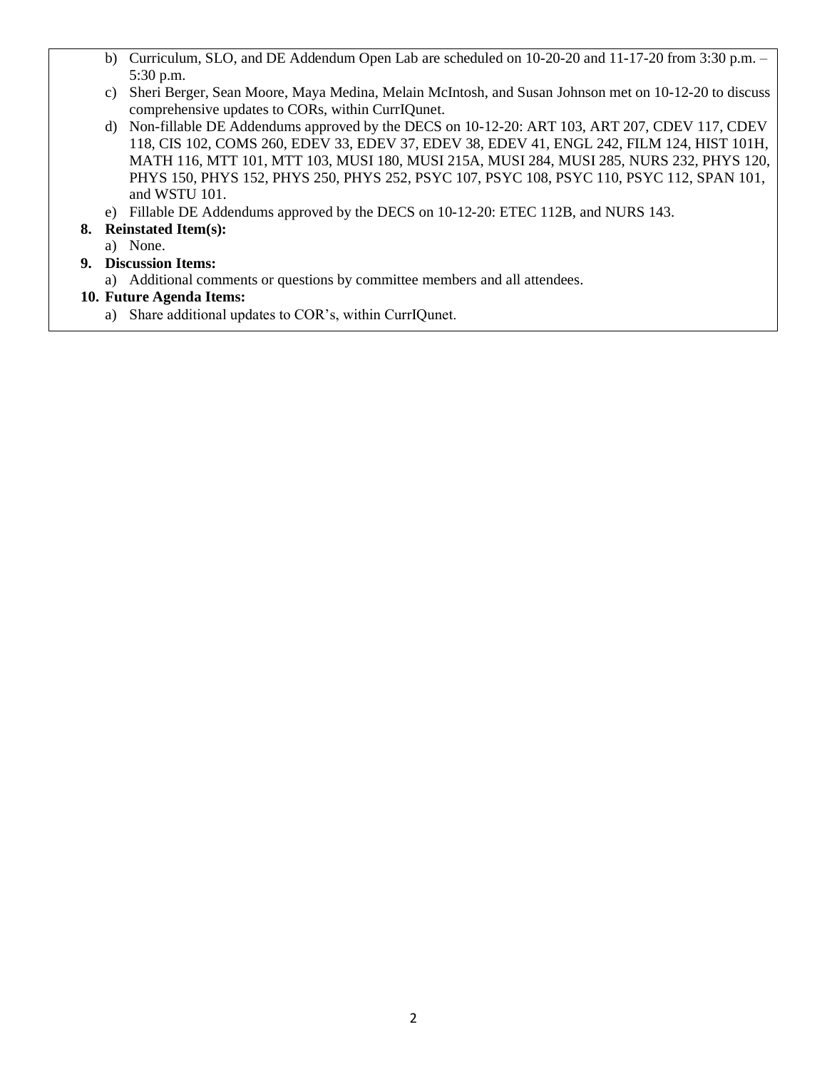- b) Curriculum, SLO, and DE Addendum Open Lab are scheduled on 10-20-20 and 11-17-20 from 3:30 p.m. – 5:30 p.m.
- c) Sheri Berger, Sean Moore, Maya Medina, Melain McIntosh, and Susan Johnson met on 10-12-20 to discuss comprehensive updates to CORs, within CurrIQunet.
- d) Non-fillable DE Addendums approved by the DECS on 10-12-20: ART 103, ART 207, CDEV 117, CDEV 118, CIS 102, COMS 260, EDEV 33, EDEV 37, EDEV 38, EDEV 41, ENGL 242, FILM 124, HIST 101H, MATH 116, MTT 101, MTT 103, MUSI 180, MUSI 215A, MUSI 284, MUSI 285, NURS 232, PHYS 120, PHYS 150, PHYS 152, PHYS 250, PHYS 252, PSYC 107, PSYC 108, PSYC 110, PSYC 112, SPAN 101, and WSTU 101.
- e) Fillable DE Addendums approved by the DECS on 10-12-20: ETEC 112B, and NURS 143.

**8. Reinstated Item(s):**

- a) None.

**9. Discussion Items:**

- a) Additional comments or questions by committee members and all attendees.

**10. Future Agenda Items:**

- a) Share additional updates to COR's, within CurrIQunet.